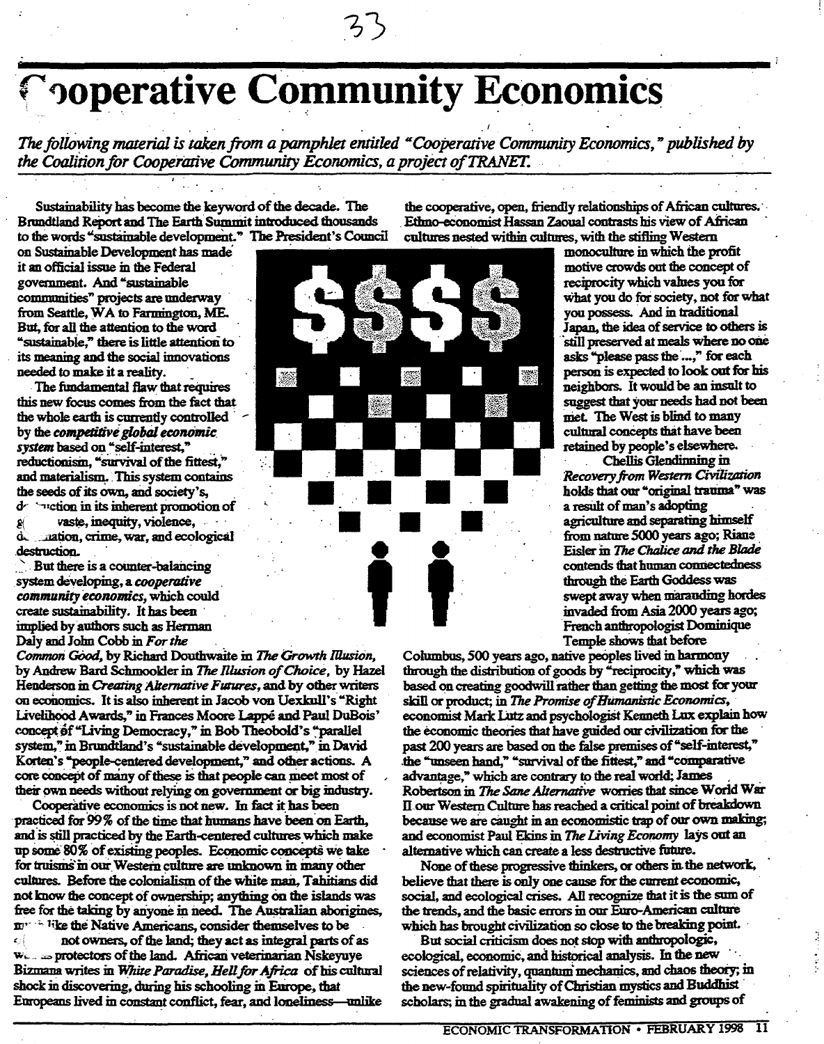# Cooperative Community Economics

*The following material is taken from a pamphlet entitled "Cooperative Community Economics," published by the Coalition for Cooperative Community Economics, a project of TRANET.*

Sustainability has become the keyword of the decade. The Brundtland Report and The Earth Summit introduced thousands to the words "sustainable development." The President's Council on Sustainable Development has made it an official issue in the Federal government. And "sustainable communities" projects are underway from Seattle, WA to Farmington, ME. But, for all the attention to the word "sustainable," there is little attention to its meaning and the social innovations needed to make it a reality.

The fundamental flaw that requires this new focus comes from the fact that the whole earth is currently controlled by the ***competitive global economic system*** based on "self-interest," reductionism, "survival of the fittest," and materialism. This system contains the seeds of its own, and society's, destruction in its inherent promotion of greed, waste, inequity, violence, domination, crime, war, and ecological destruction.

But there is a counter-balancing system developing, a ***cooperative community economics***, which could create sustainability. It has been implied by authors such as Herman Daly and John Cobb in *For the Common Good*, by Richard Douthwaite in *The Growth Illusion*, by Andrew Bard Schmookler in *The Illusion of Choice*, by Hazel Henderson in *Creating Alternative Futures*, and by other writers on economics. It is also inherent in Jacob von Uexkull's "Right Livelihood Awards," in Frances Moore Lappé and Paul DuBois' concept of "Living Democracy," in Bob Theobold's "parallel system," in Brundtland's "sustainable development," in David Korten's "people-centered development," and other actions. A core concept of many of these is that people can meet most of their own needs without relying on government or big industry.

Cooperative economics is not new. In fact it has been practiced for 99% of the time that humans have been on Earth, and is still practiced by the Earth-centered cultures which make up some 80% of existing peoples. Economic concepts we take for truisms in our Western culture are unknown in many other cultures. Before the colonialism of the white man, Tahitians did not know the concept of ownership; anything on the islands was free for the taking by anyone in need. The Australian aborigines, much like the Native Americans, consider themselves to be not owners, of the land; they act as integral parts of as well as protectors of the land. African veterinarian Nskeyuye Bizmana writes in *White Paradise, Hell for Africa* of his cultural shock in discovering, during his schooling in Europe, that Europeans lived in constant conflict, fear, and loneliness—unlike the cooperative, open, friendly relationships of African cultures. Ethno-economist Hassan Zaoual contrasts his view of African cultures nested within cultures, with the stifling Western monoculture in which the profit motive crowds out the concept of reciprocity which values you for what you do for society, not for what you possess. And in traditional Japan, the idea of service to others is still preserved at meals where no one asks "please pass the ...," for each person is expected to look out for his neighbors. It would be an insult to suggest that your needs had not been met. The West is blind to many cultural concepts that have been retained by people's elsewhere.

Chellis Glendinning in *Recovery from Western Civilization* holds that our "original trauma" was a result of man's adopting agriculture and separating himself from nature 5000 years ago; Riane Eisler in *The Chalice and the Blade* contends that human connectedness through the Earth Goddess was swept away when marauding hordes invaded from Asia 2000 years ago; French anthropologist Dominique Temple shows that before Columbus, 500 years ago, native peoples lived in harmony through the distribution of goods by "reciprocity," which was based on creating goodwill rather than getting the most for your skill or product; in *The Promise of Humanistic Economics*, economist Mark Lutz and psychologist Kenneth Lux explain how the economic theories that have guided our civilization for the past 200 years are based on the false premises of "self-interest," the "unseen hand," "survival of the fittest," and "comparative advantage," which are contrary to the real world; James Robertson in *The Sane Alternative* worries that since World War II our Western Culture has reached a critical point of breakdown because we are caught in an economistic trap of our own making; and economist Paul Ekins in *The Living Economy* lays out an alternative which can create a less destructive future.

None of these progressive thinkers, or others in the network, believe that there is only one cause for the current economic, social, and ecological crises. All recognize that it is the sum of the trends, and the basic errors in our Euro-American culture which has brought civilization so close to the breaking point.

But social criticism does not stop with anthropologic, ecological, economic, and historical analysis. In the new sciences of relativity, quantum mechanics, and chaos theory; in the new-found spirituality of Christian mystics and Buddhist scholars; in the gradual awakening of feminists and groups of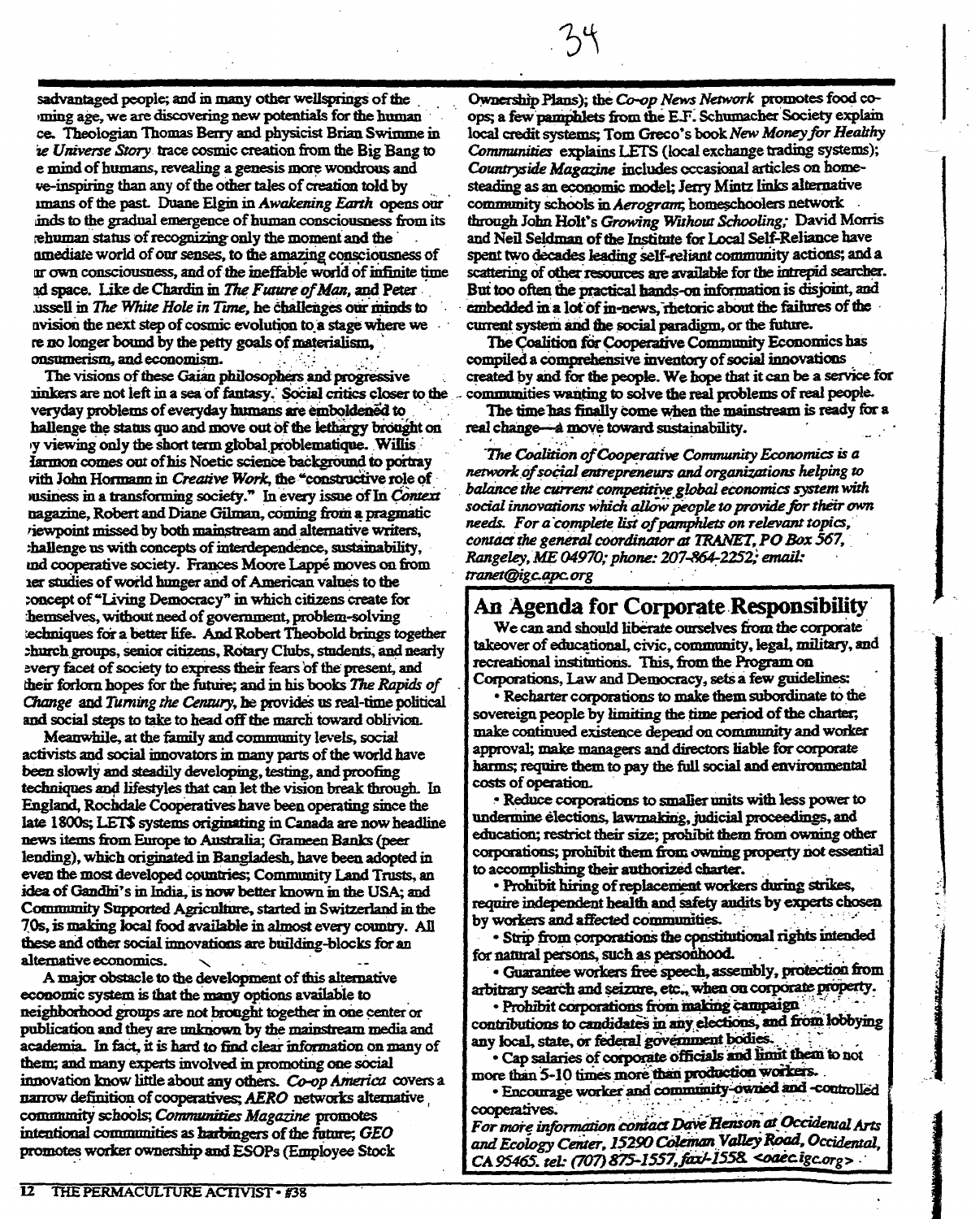sadvantaged people; and in many other wellsprings of the ɪming age, we are discovering new potentials for the human ce. Theologian Thomas Berry and physicist Brian Swimme in *ie Universe Story* trace cosmic creation from the Big Bang to e mind of humans, revealing a genesis more wondrous and ve-inspiring than any of the other tales of creation told by ımans of the past. Duane Elgin in *Awakening Earth* opens our ɪinds to the gradual emergence of human consciousness from its rehuman status of recognizing only the moment and the ımmediate world of our senses, to the amazing consciousness of ır own consciousness, and of the ineffable world of infinite time ıd space. Like de Chardin in *The Future of Man*, and Peter ıussell in *The White Hole in Time*, he challenges our minds to ɪnvision the next step of cosmic evolution to a stage where we re no longer bound by the petty goals of materialism, onsumerism, and economism.

The visions of these Gaian philosophers and progressive ɪinkers are not left in a sea of fantasy. Social critics closer to the veryday problems of everyday humans are emboldened to hallenge the status quo and move out of the lethargy brought on ɪy viewing only the short term global problematique. Willis Harmon comes out of his Noetic science background to portray vith John Hormann in *Creative Work*, the "constructive role of ɪusiness in a transforming society." In every issue of In *Context* magazine, Robert and Diane Gilman, coming from a pragmatic viewpoint missed by both mainstream and alternative writers, challenge us with concepts of interdependence, sustainability, and cooperative society. Frances Moore Lappé moves on from her studies of world hunger and of American values to the concept of "Living Democracy" in which citizens create for themselves, without need of government, problem-solving techniques for a better life. And Robert Theobold brings together church groups, senior citizens, Rotary Clubs, students, and nearly every facet of society to express their fears of the present, and their forlorn hopes for the future; and in his books *The Rapids of Change* and *Turning the Century*, he provides us real-time political and social steps to take to head off the march toward oblivion.

Meanwhile, at the family and community levels, social activists and social innovators in many parts of the world have been slowly and steadily developing, testing, and proofing techniques and lifestyles that can let the vision break through. In England, Rochdale Cooperatives have been operating since the late 1800s; LET$ systems originating in Canada are now headline news items from Europe to Australia; Grameen Banks (peer lending), which originated in Bangladesh, have been adopted in even the most developed countries; Community Land Trusts, an idea of Gandhi's in India, is now better known in the USA; and Community Supported Agriculture, started in Switzerland in the 70s, is making local food available in almost every country. All these and other social innovations are building-blocks for an alternative economics.

A major obstacle to the development of this alternative economic system is that the many options available to neighborhood groups are not brought together in one center or publication and they are unknown by the mainstream media and academia. In fact, it is hard to find clear information on many of them; and many experts involved in promoting one social innovation know little about any others. *Co-op America* covers a narrow definition of cooperatives; *AERO* networks alternative community schools; *Communities Magazine* promotes intentional communities as harbingers of the future; *GEO* promotes worker ownership and ESOPs (Employee Stock Ownership Plans); the *Co-op News Network* promotes food co-ops; a few pamphlets from the E.F. Schumacher Society explain local credit systems; Tom Greco's book *New Money for Healthy Communities* explains LETS (local exchange trading systems); *Countryside Magazine* includes occasional articles on homesteading as an economic model; Jerry Mintz links alternative community schools in *Aerogram*; homeschoolers network through John Holt's *Growing Without Schooling;* David Morris and Neil Seldman of the Institute for Local Self-Reliance have spent two decades leading self-reliant community actions; and a scattering of other resources are available for the intrepid searcher. But too often the practical hands-on information is disjoint, and embedded in a lot of in-news, rhetoric about the failures of the current system and the social paradigm, or the future.

The Coalition for Cooperative Community Economics has compiled a comprehensive inventory of social innovations created by and for the people. We hope that it can be a service for communities wanting to solve the real problems of real people.

The time has finally come when the mainstream is ready for a real change—a move toward sustainability.

*The Coalition of Cooperative Community Economics is a network of social entrepreneurs and organizations helping to balance the current competitive global economics system with social innovations which allow people to provide for their own needs. For a complete list of pamphlets on relevant topics, contact the general coordinator at TRANET, PO Box 567, Rangeley, ME 04970; phone: 207-864-2252; email: tranet@igc.apc.org*

## An Agenda for Corporate Responsibility

We can and should liberate ourselves from the corporate takeover of educational, civic, community, legal, military, and recreational institutions. This, from the Program on Corporations, Law and Democracy, sets a few guidelines:

- Recharter corporations to make them subordinate to the sovereign people by limiting the time period of the charter; make continued existence depend on community and worker approval; make managers and directors liable for corporate harms; require them to pay the full social and environmental costs of operation.
- Reduce corporations to smaller units with less power to undermine elections, lawmaking, judicial proceedings, and education; restrict their size; prohibit them from owning other corporations; prohibit them from owning property not essential to accomplishing their authorized charter.
- Prohibit hiring of replacement workers during strikes, require independent health and safety audits by experts chosen by workers and affected communities.
- Strip from corporations the constitutional rights intended for natural persons, such as personhood.
- Guarantee workers free speech, assembly, protection from arbitrary search and seizure, etc., when on corporate property.
- Prohibit corporations from making campaign contributions to candidates in any elections, and from lobbying any local, state, or federal government bodies.
- Cap salaries of corporate officials and limit them to not more than 5-10 times more than production workers.
- Encourage worker and community-owned and -controlled cooperatives.

*For more information contact Dave Henson at Occidental Arts and Ecology Center, 15290 Coleman Valley Road, Occidental, CA 95465. tel: (707) 875-1557, fax/-1558. <oaec.igc.org>*